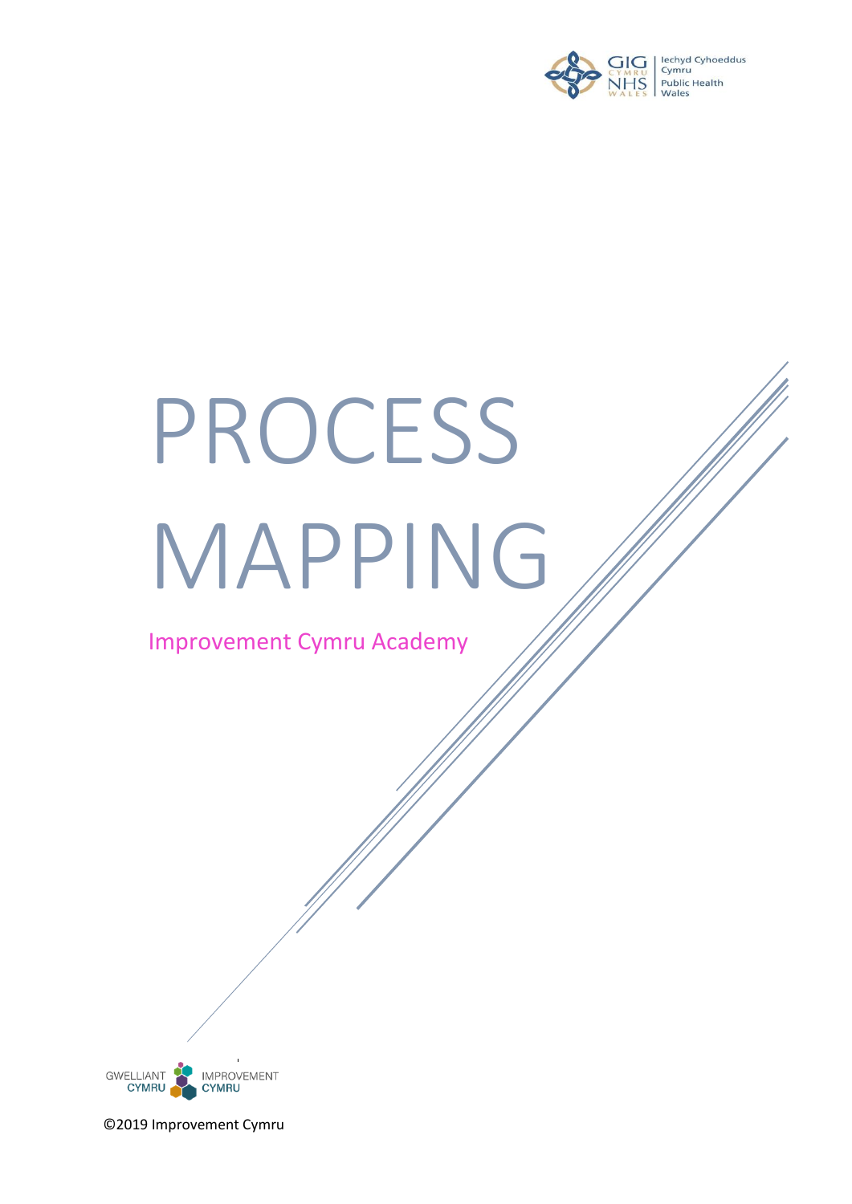Iechyd Cyhoeddus Cymru
Public Health Wales

# PROCESS MAPPING

Improvement Cymru Academy

GWELLIANT CYMRU IMPROVEMENT CYMRU

©2019 Improvement Cymru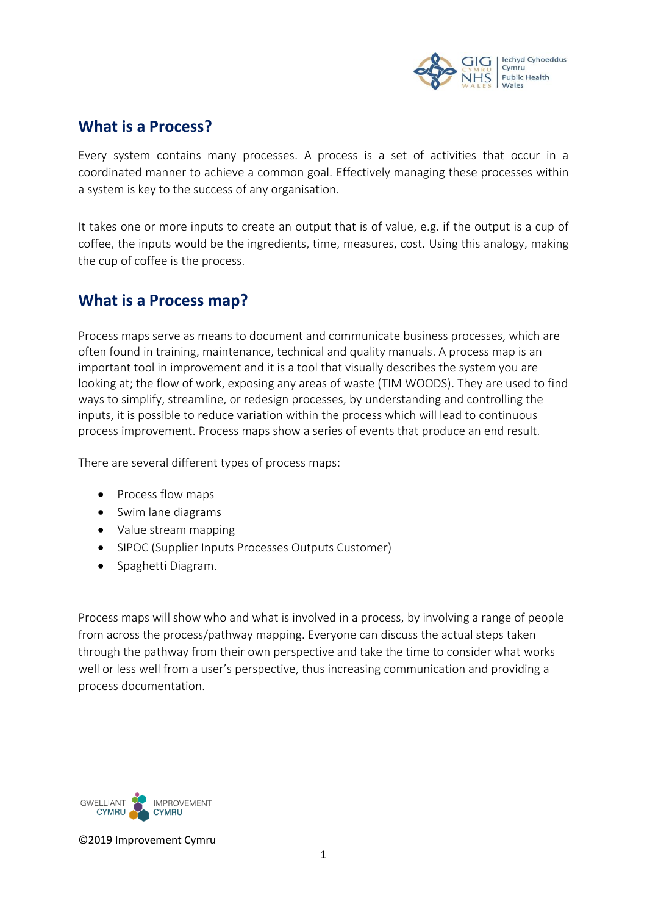## What is a Process?

Every system contains many processes. A process is a set of activities that occur in a coordinated manner to achieve a common goal. Effectively managing these processes within a system is key to the success of any organisation.

It takes one or more inputs to create an output that is of value, e.g. if the output is a cup of coffee, the inputs would be the ingredients, time, measures, cost. Using this analogy, making the cup of coffee is the process.

## What is a Process map?

Process maps serve as means to document and communicate business processes, which are often found in training, maintenance, technical and quality manuals. A process map is an important tool in improvement and it is a tool that visually describes the system you are looking at; the flow of work, exposing any areas of waste (TIM WOODS). They are used to find ways to simplify, streamline, or redesign processes, by understanding and controlling the inputs, it is possible to reduce variation within the process which will lead to continuous process improvement. Process maps show a series of events that produce an end result.

There are several different types of process maps:

- Process flow maps
- Swim lane diagrams
- Value stream mapping
- SIPOC (Supplier Inputs Processes Outputs Customer)
- Spaghetti Diagram.

Process maps will show who and what is involved in a process, by involving a range of people from across the process/pathway mapping. Everyone can discuss the actual steps taken through the pathway from their own perspective and take the time to consider what works well or less well from a user's perspective, thus increasing communication and providing a process documentation.

©2019 Improvement Cymru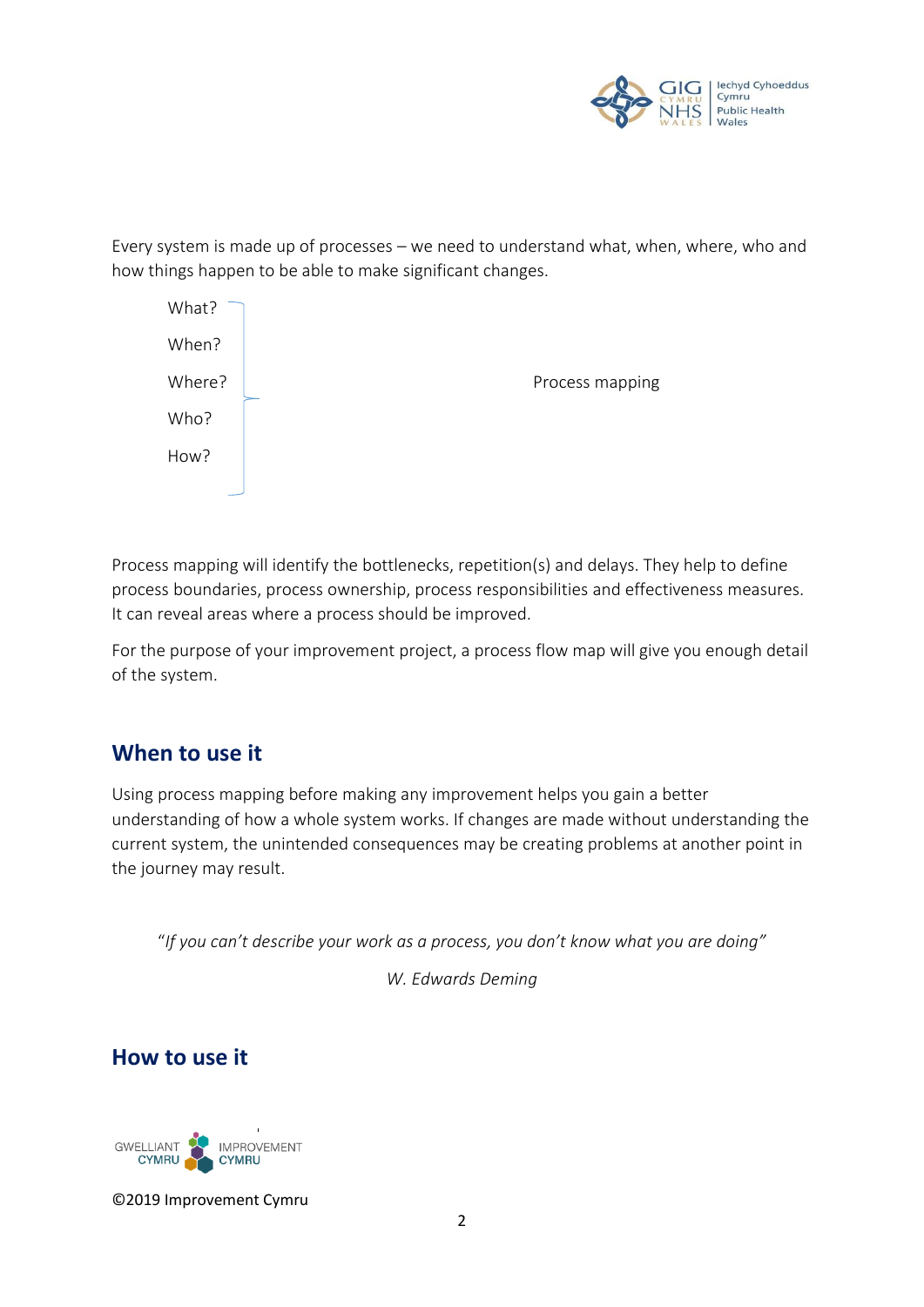Every system is made up of processes – we need to understand what, when, where, who and how things happen to be able to make significant changes.

- What?
- When?
- Where?
- Who?
- How?

} Process mapping

Process mapping will identify the bottlenecks, repetition(s) and delays. They help to define process boundaries, process ownership, process responsibilities and effectiveness measures. It can reveal areas where a process should be improved.

For the purpose of your improvement project, a process flow map will give you enough detail of the system.

## When to use it

Using process mapping before making any improvement helps you gain a better understanding of how a whole system works. If changes are made without understanding the current system, the unintended consequences may be creating problems at another point in the journey may result.

*"If you can't describe your work as a process, you don't know what you are doing"*

*W. Edwards Deming*

## How to use it

©2019 Improvement Cymru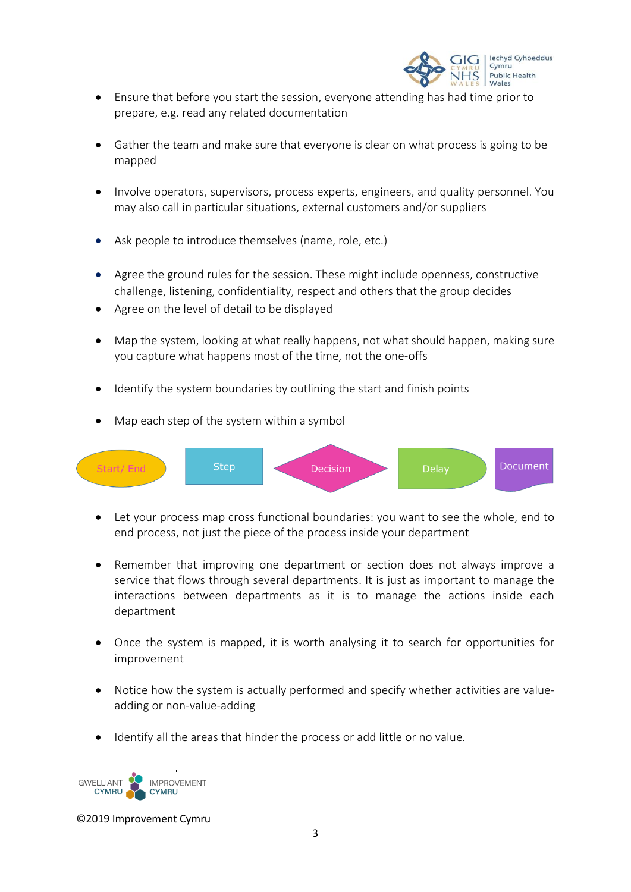- Ensure that before you start the session, everyone attending has had time prior to prepare, e.g. read any related documentation

- Gather the team and make sure that everyone is clear on what process is going to be mapped

- Involve operators, supervisors, process experts, engineers, and quality personnel. You may also call in particular situations, external customers and/or suppliers

- Ask people to introduce themselves (name, role, etc.)

- Agree the ground rules for the session. These might include openness, constructive challenge, listening, confidentiality, respect and others that the group decides
- Agree on the level of detail to be displayed

- Map the system, looking at what really happens, not what should happen, making sure you capture what happens most of the time, not the one-offs

- Identify the system boundaries by outlining the start and finish points

- Map each step of the system within a symbol

Start/ End | Step | Decision | Delay | Document

- Let your process map cross functional boundaries: you want to see the whole, end to end process, not just the piece of the process inside your department

- Remember that improving one department or section does not always improve a service that flows through several departments. It is just as important to manage the interactions between departments as it is to manage the actions inside each department

- Once the system is mapped, it is worth analysing it to search for opportunities for improvement

- Notice how the system is actually performed and specify whether activities are value-adding or non-value-adding

- Identify all the areas that hinder the process or add little or no value.

©2019 Improvement Cymru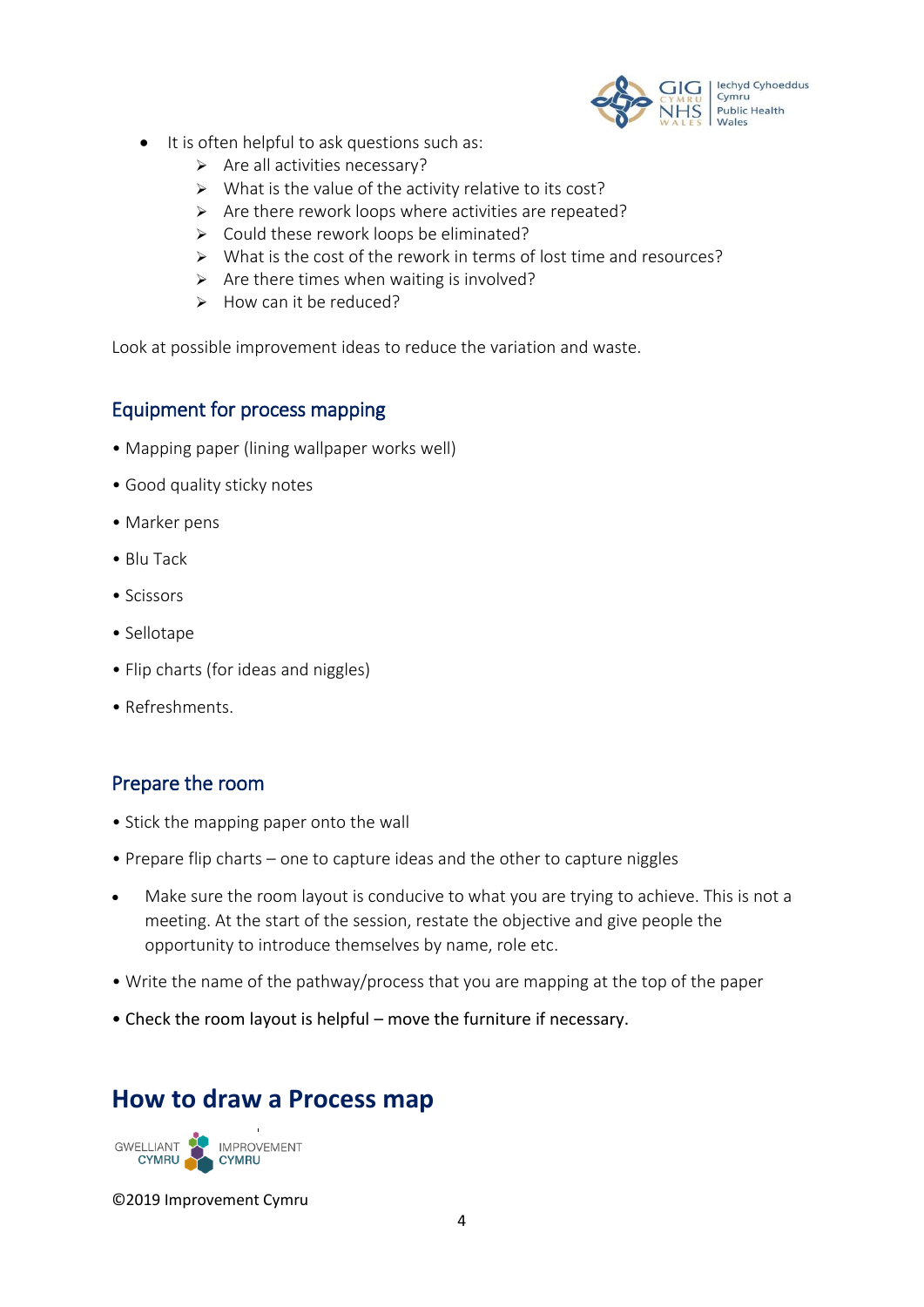- It is often helpful to ask questions such as:
  - Are all activities necessary?
  - What is the value of the activity relative to its cost?
  - Are there rework loops where activities are repeated?
  - Could these rework loops be eliminated?
  - What is the cost of the rework in terms of lost time and resources?
  - Are there times when waiting is involved?
  - How can it be reduced?

Look at possible improvement ideas to reduce the variation and waste.

## Equipment for process mapping

- Mapping paper (lining wallpaper works well)
- Good quality sticky notes
- Marker pens
- Blu Tack
- Scissors
- Sellotape
- Flip charts (for ideas and niggles)
- Refreshments.

## Prepare the room

- Stick the mapping paper onto the wall
- Prepare flip charts – one to capture ideas and the other to capture niggles
- Make sure the room layout is conducive to what you are trying to achieve. This is not a meeting. At the start of the session, restate the objective and give people the opportunity to introduce themselves by name, role etc.
- Write the name of the pathway/process that you are mapping at the top of the paper
- Check the room layout is helpful – move the furniture if necessary.

# How to draw a Process map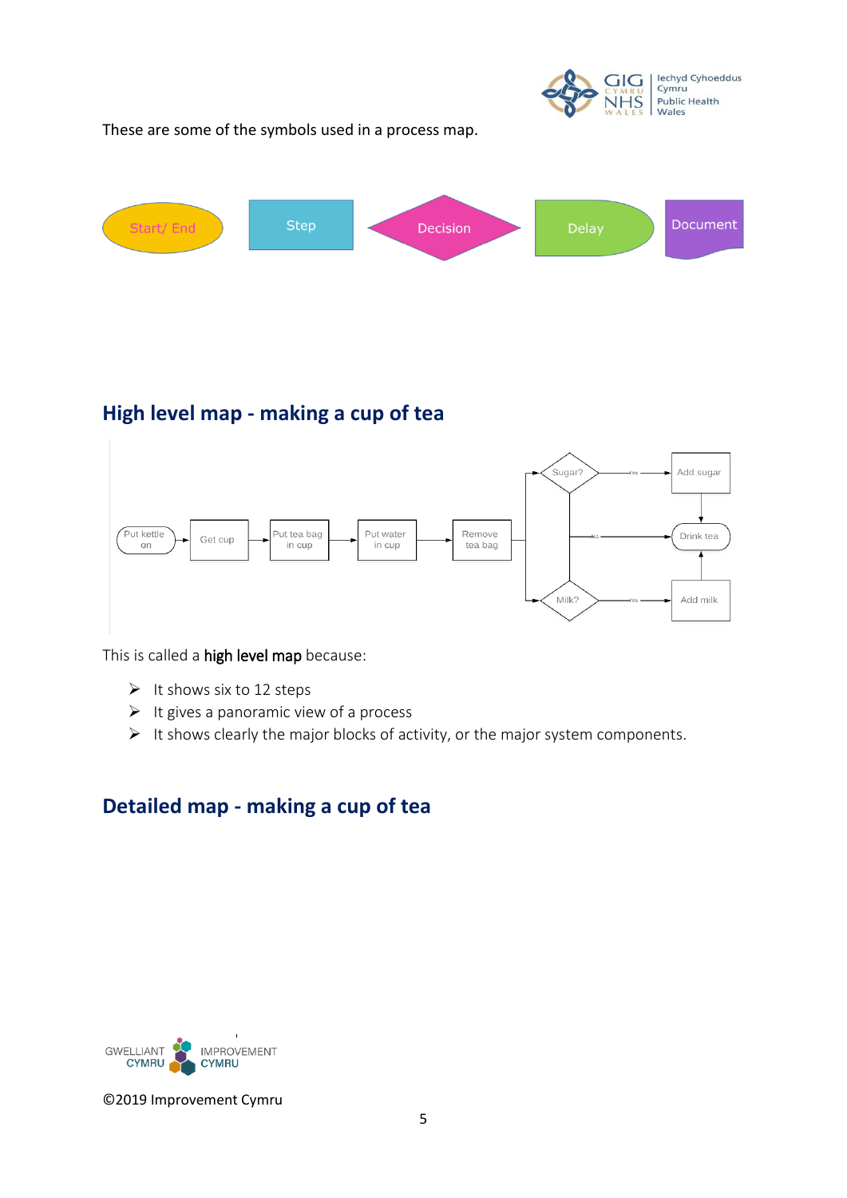These are some of the symbols used in a process map.

Start/ End | Step | Decision | Delay | Document

## High level map - making a cup of tea

Put kettle on → Get cup → Put tea bag in cup → Put water in cup → Remove tea bag → Sugar? (Yes → Add sugar → Drink tea) / Milk? (Yes → Add milk → Drink tea) / No → Drink tea

This is called a **high level map** because:

- It shows six to 12 steps
- It gives a panoramic view of a process
- It shows clearly the major blocks of activity, or the major system components.

## Detailed map - making a cup of tea

©2019 Improvement Cymru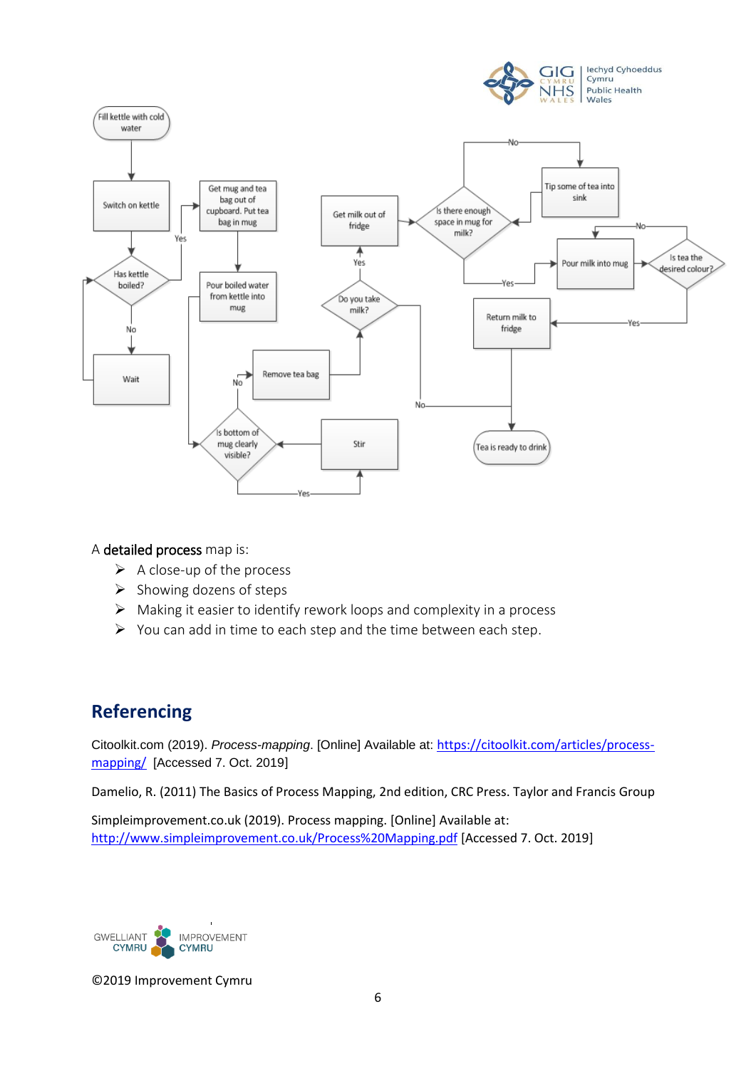Fill kettle with cold water

Switch on kettle

Has kettle boiled?

Yes

No

Wait

Get mug and tea bag out of cupboard. Put tea bag in mug

Pour boiled water from kettle into mug

Is bottom of mug clearly visible?

No

Yes

Stir

Remove tea bag

Do you take milk?

Yes

No

Get milk out of fridge

Is there enough space in mug for milk?

No

Yes

Tip some of tea into sink

Pour milk into mug

Is tea the desired colour?

No

Yes

Return milk to fridge

Tea is ready to drink

A **detailed process** map is:

- A close-up of the process
- Showing dozens of steps
- Making it easier to identify rework loops and complexity in a process
- You can add in time to each step and the time between each step.

## Referencing

Citoolkit.com (2019). *Process-mapping*. [Online] Available at: https://citoolkit.com/articles/process-mapping/ [Accessed 7. Oct. 2019]

Damelio, R. (2011) The Basics of Process Mapping, 2nd edition, CRC Press. Taylor and Francis Group

Simpleimprovement.co.uk (2019). Process mapping. [Online] Available at: http://www.simpleimprovement.co.uk/Process%20Mapping.pdf [Accessed 7. Oct. 2019]